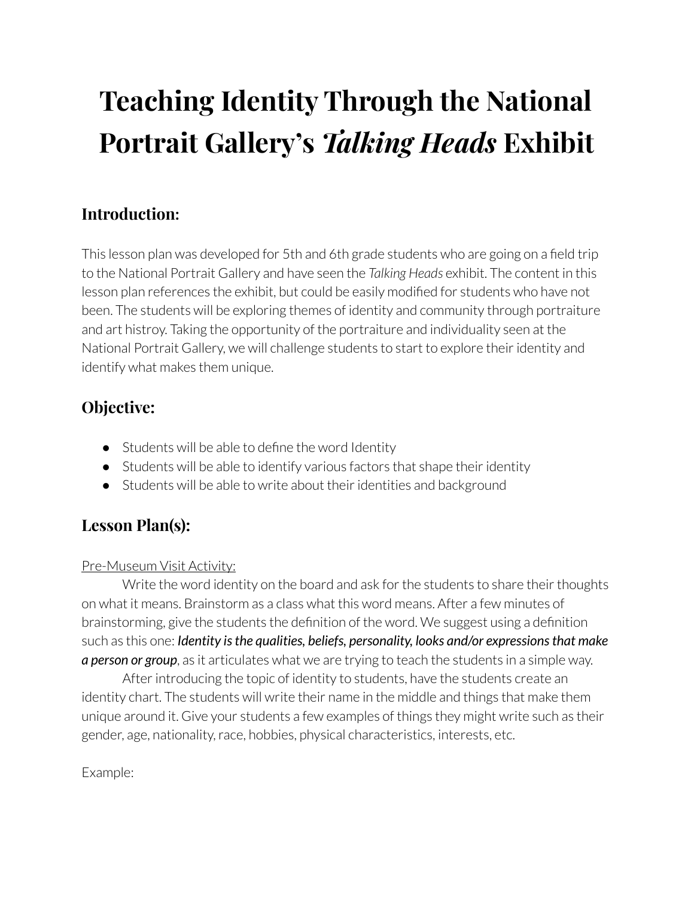# Teaching Identity Through the National Portrait Gallery's *Talking Heads* Exhibit

## Introduction:

This lesson plan was developed for 5th and 6th grade students who are going on a field trip to the National Portrait Gallery and have seen the *Talking Heads* exhibit. The content in this lesson plan references the exhibit, but could be easily modified for students who have not been. The students will be exploring themes of identity and community through portraiture and art histroy. Taking the opportunity of the portraiture and individuality seen at the National Portrait Gallery, we will challenge students to start to explore their identity and identify what makes them unique.

## Objective:

- Students will be able to define the word Identity
- Students will be able to identify various factors that shape their identity
- Students will be able to write about their identities and background

## Lesson Plan(s):

Pre-Museum Visit Activity:

Write the word identity on the board and ask for the students to share their thoughts on what it means. Brainstorm as a class what this word means. After a few minutes of brainstorming, give the students the definition of the word. We suggest using a definition such as this one: ***Identity is the qualities, beliefs, personality, looks and/or expressions that make a person or group***, as it articulates what we are trying to teach the students in a simple way.

After introducing the topic of identity to students, have the students create an identity chart. The students will write their name in the middle and things that make them unique around it. Give your students a few examples of things they might write such as their gender, age, nationality, race, hobbies, physical characteristics, interests, etc.

Example: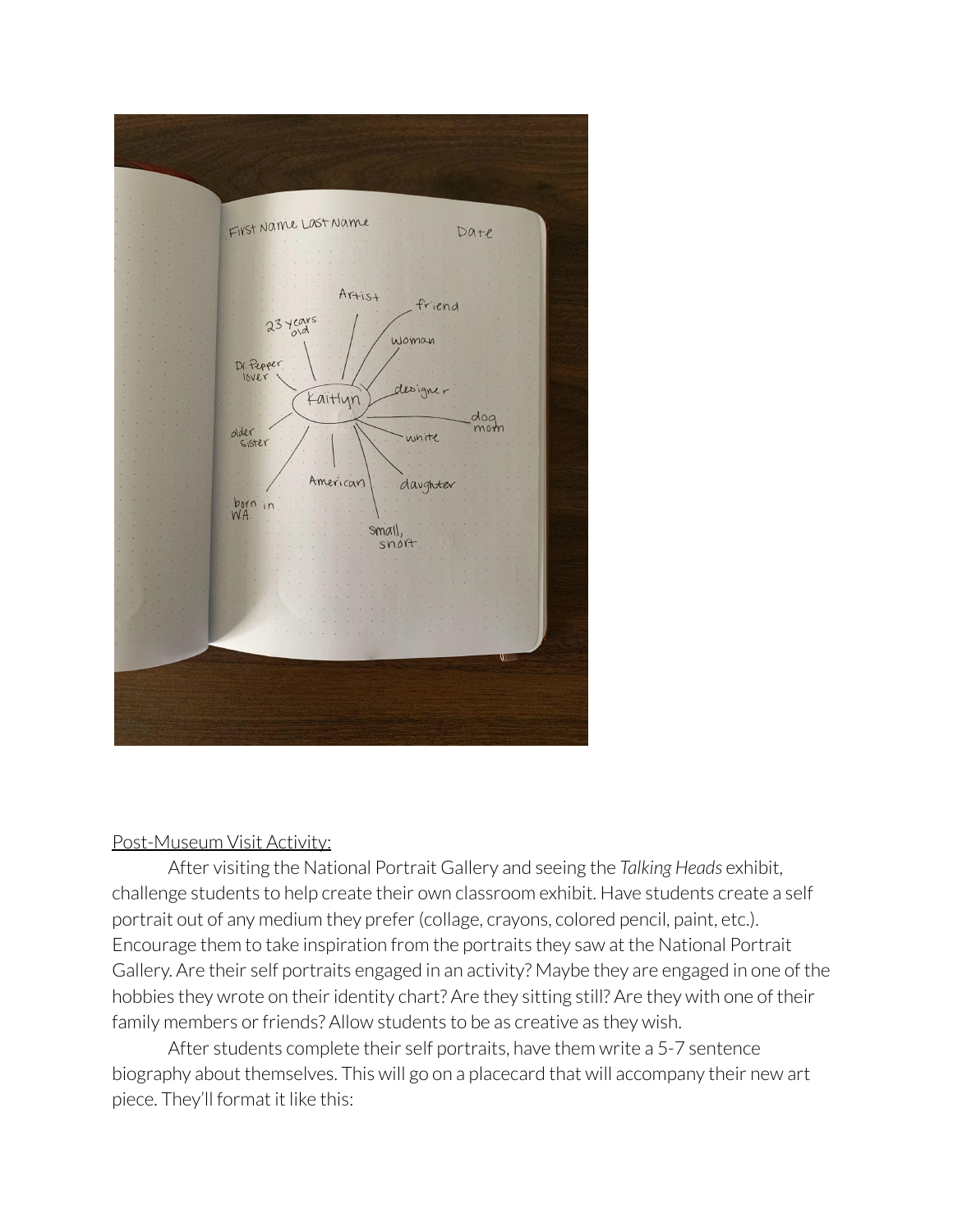Post-Museum Visit Activity:

After visiting the National Portrait Gallery and seeing the *Talking Heads* exhibit, challenge students to help create their own classroom exhibit. Have students create a self portrait out of any medium they prefer (collage, crayons, colored pencil, paint, etc.). Encourage them to take inspiration from the portraits they saw at the National Portrait Gallery. Are their self portraits engaged in an activity? Maybe they are engaged in one of the hobbies they wrote on their identity chart? Are they sitting still? Are they with one of their family members or friends? Allow students to be as creative as they wish.

After students complete their self portraits, have them write a 5-7 sentence biography about themselves. This will go on a placecard that will accompany their new art piece. They'll format it like this: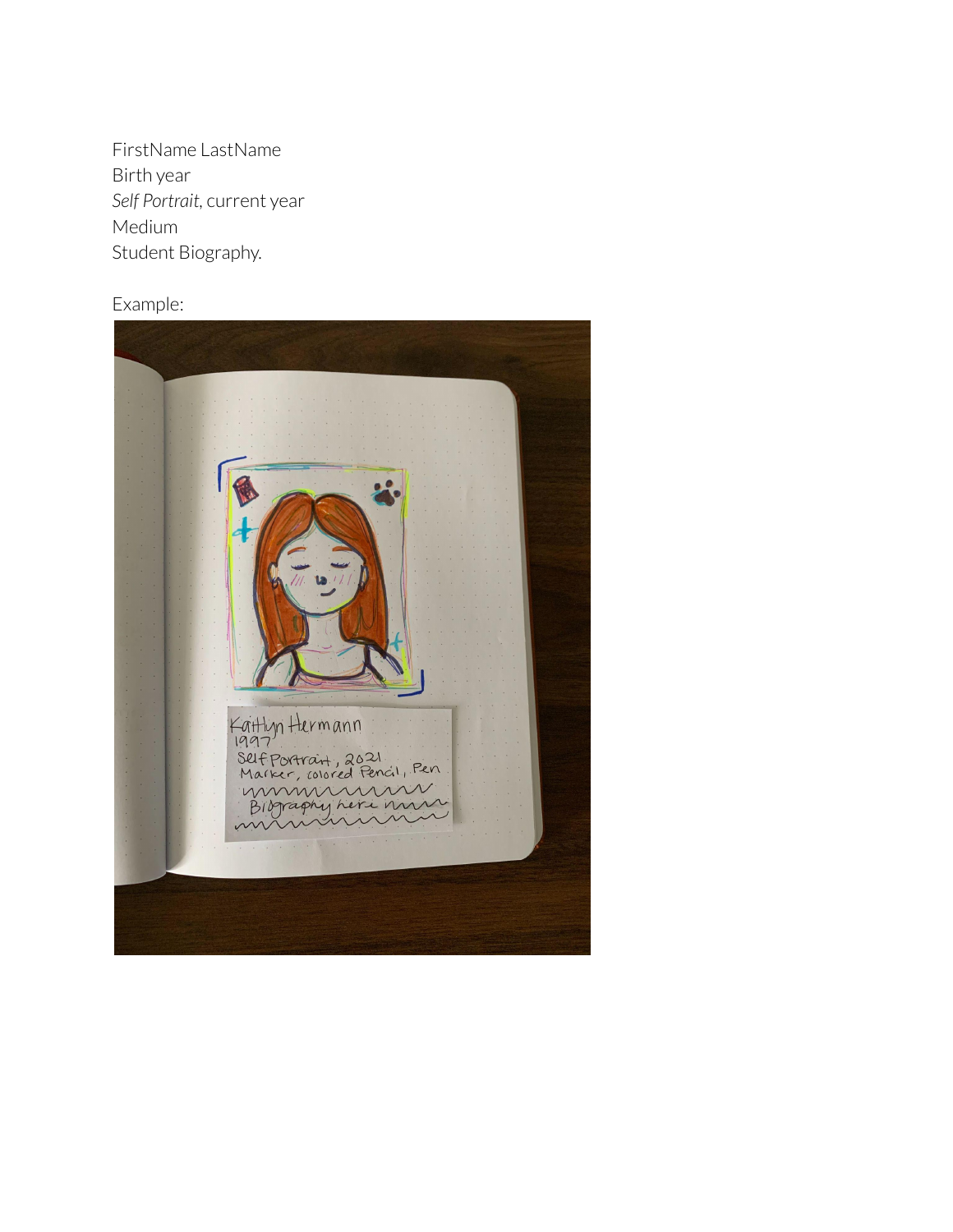FirstName LastName
Birth year
*Self Portrait*, current year
Medium
Student Biography.

Example: